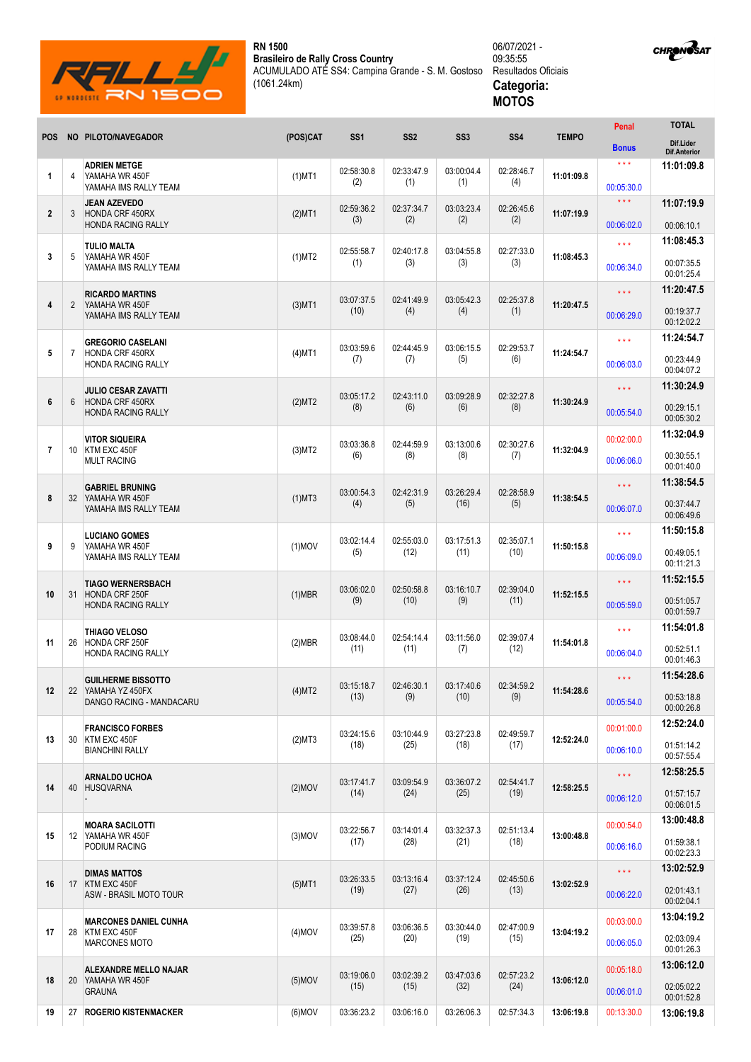**RN 1500**
**Brasileiro de Rally Cross Country**
ACUMULADO ATÉ SS4: Campina Grande - S. M. Gostoso
(1061.24km)

06/07/2021 -
09:35:55
Resultados Oficiais
**Categoria:**
**MOTOS**

| POS | NO | PILOTO/NAVEGADOR | (POS)CAT | SS1 | SS2 | SS3 | SS4 | TEMPO | Penal / Bonus | TOTAL / Dif.Lider / Dif.Anterior |
|---|---|---|---|---|---|---|---|---|---|---|
| 1 | 4 | **ADRIEN METGE** YAMAHA WR 450F YAMAHA IMS RALLY TEAM | (1)MT1 | 02:58:30.8 (2) | 02:33:47.9 (1) | 03:00:04.4 (1) | 02:28:46.7 (4) | **11:01:09.8** | \*\*\* 00:05:30.0 | **11:01:09.8** |
| 2 | 3 | **JEAN AZEVEDO** HONDA CRF 450RX HONDA RACING RALLY | (2)MT1 | 02:59:36.2 (3) | 02:37:34.7 (2) | 03:03:23.4 (2) | 02:26:45.6 (2) | **11:07:19.9** | \*\*\* 00:06:02.0 | **11:07:19.9** 00:06:10.1 |
| 3 | 5 | **TULIO MALTA** YAMAHA WR 450F YAMAHA IMS RALLY TEAM | (1)MT2 | 02:55:58.7 (1) | 02:40:17.8 (3) | 03:04:55.8 (3) | 02:27:33.0 (3) | **11:08:45.3** | \*\*\* 00:06:34.0 | **11:08:45.3** 00:07:35.5 00:01:25.4 |
| 4 | 2 | **RICARDO MARTINS** YAMAHA WR 450F YAMAHA IMS RALLY TEAM | (3)MT1 | 03:07:37.5 (10) | 02:41:49.9 (4) | 03:05:42.3 (4) | 02:25:37.8 (1) | **11:20:47.5** | \*\*\* 00:06:29.0 | **11:20:47.5** 00:19:37.7 00:12:02.2 |
| 5 | 7 | **GREGORIO CASELANI** HONDA CRF 450RX HONDA RACING RALLY | (4)MT1 | 03:03:59.6 (7) | 02:44:45.9 (7) | 03:06:15.5 (5) | 02:29:53.7 (6) | **11:24:54.7** | \*\*\* 00:06:03.0 | **11:24:54.7** 00:23:44.9 00:04:07.2 |
| 6 | 6 | **JULIO CESAR ZAVATTI** HONDA CRF 450RX HONDA RACING RALLY | (2)MT2 | 03:05:17.2 (8) | 02:43:11.0 (6) | 03:09:28.9 (6) | 02:32:27.8 (8) | **11:30:24.9** | \*\*\* 00:05:54.0 | **11:30:24.9** 00:29:15.1 00:05:30.2 |
| 7 | 10 | **VITOR SIQUEIRA** KTM EXC 450F MULT RACING | (3)MT2 | 03:03:36.8 (6) | 02:44:59.9 (8) | 03:13:00.6 (8) | 02:30:27.6 (7) | **11:32:04.9** | 00:02:00.0 00:06:06.0 | **11:32:04.9** 00:30:55.1 00:01:40.0 |
| 8 | 32 | **GABRIEL BRUNING** YAMAHA WR 450F YAMAHA IMS RALLY TEAM | (1)MT3 | 03:00:54.3 (4) | 02:42:31.9 (5) | 03:26:29.4 (16) | 02:28:58.9 (5) | **11:38:54.5** | \*\*\* 00:06:07.0 | **11:38:54.5** 00:37:44.7 00:06:49.6 |
| 9 | 9 | **LUCIANO GOMES** YAMAHA WR 450F YAMAHA IMS RALLY TEAM | (1)MOV | 03:02:14.4 (5) | 02:55:03.0 (12) | 03:17:51.3 (11) | 02:35:07.1 (10) | **11:50:15.8** | \*\*\* 00:06:09.0 | **11:50:15.8** 00:49:05.1 00:11:21.3 |
| 10 | 31 | **TIAGO WERNERSBACH** HONDA CRF 250F HONDA RACING RALLY | (1)MBR | 03:06:02.0 (9) | 02:50:58.8 (10) | 03:16:10.7 (9) | 02:39:04.0 (11) | **11:52:15.5** | \*\*\* 00:05:59.0 | **11:52:15.5** 00:51:05.7 00:01:59.7 |
| 11 | 26 | **THIAGO VELOSO** HONDA CRF 250F HONDA RACING RALLY | (2)MBR | 03:08:44.0 (11) | 02:54:14.4 (11) | 03:11:56.0 (7) | 02:39:07.4 (12) | **11:54:01.8** | \*\*\* 00:06:04.0 | **11:54:01.8** 00:52:51.1 00:01:46.3 |
| 12 | 22 | **GUILHERME BISSOTTO** YAMAHA YZ 450FX DANGO RACING - MANDACARU | (4)MT2 | 03:15:18.7 (13) | 02:46:30.1 (9) | 03:17:40.6 (10) | 02:34:59.2 (9) | **11:54:28.6** | \*\*\* 00:05:54.0 | **11:54:28.6** 00:53:18.8 00:00:26.8 |
| 13 | 30 | **FRANCISCO FORBES** KTM EXC 450F BIANCHINI RALLY | (2)MT3 | 03:24:15.6 (18) | 03:10:44.9 (25) | 03:27:23.8 (18) | 02:49:59.7 (17) | **12:52:24.0** | 00:01:00.0 00:06:10.0 | **12:52:24.0** 01:51:14.2 00:57:55.4 |
| 14 | 40 | **ARNALDO UCHOA** HUSQVARNA - | (2)MOV | 03:17:41.7 (14) | 03:09:54.9 (24) | 03:36:07.2 (25) | 02:54:41.7 (19) | **12:58:25.5** | \*\*\* 00:06:12.0 | **12:58:25.5** 01:57:15.7 00:06:01.5 |
| 15 | 12 | **MOARA SACILOTTI** YAMAHA WR 450F PODIUM RACING | (3)MOV | 03:22:56.7 (17) | 03:14:01.4 (28) | 03:32:37.3 (21) | 02:51:13.4 (18) | **13:00:48.8** | 00:00:54.0 00:06:16.0 | **13:00:48.8** 01:59:38.1 00:02:23.3 |
| 16 | 17 | **DIMAS MATTOS** KTM EXC 450F ASW - BRASIL MOTO TOUR | (5)MT1 | 03:26:33.5 (19) | 03:13:16.4 (27) | 03:37:12.4 (26) | 02:45:50.6 (13) | **13:02:52.9** | \*\*\* 00:06:22.0 | **13:02:52.9** 02:01:43.1 00:02:04.1 |
| 17 | 28 | **MARCONES DANIEL CUNHA** KTM EXC 450F MARCONES MOTO | (4)MOV | 03:39:57.8 (25) | 03:06:36.5 (20) | 03:30:44.0 (19) | 02:47:00.9 (15) | **13:04:19.2** | 00:03:00.0 00:06:05.0 | **13:04:19.2** 02:03:09.4 00:01:26.3 |
| 18 | 20 | **ALEXANDRE MELLO NAJAR** YAMAHA WR 450F GRAUNA | (5)MOV | 03:19:06.0 (15) | 03:02:39.2 (15) | 03:47:03.6 (32) | 02:57:23.2 (24) | **13:06:12.0** | 00:05:18.0 00:06:01.0 | **13:06:12.0** 02:05:02.2 00:01:52.8 |
| 19 | 27 | **ROGERIO KISTENMACKER** | (6)MOV | 03:36:23.2 | 03:06:16.0 | 03:26:06.3 | 02:57:34.3 | **13:06:19.8** | 00:13:30.0 | **13:06:19.8** |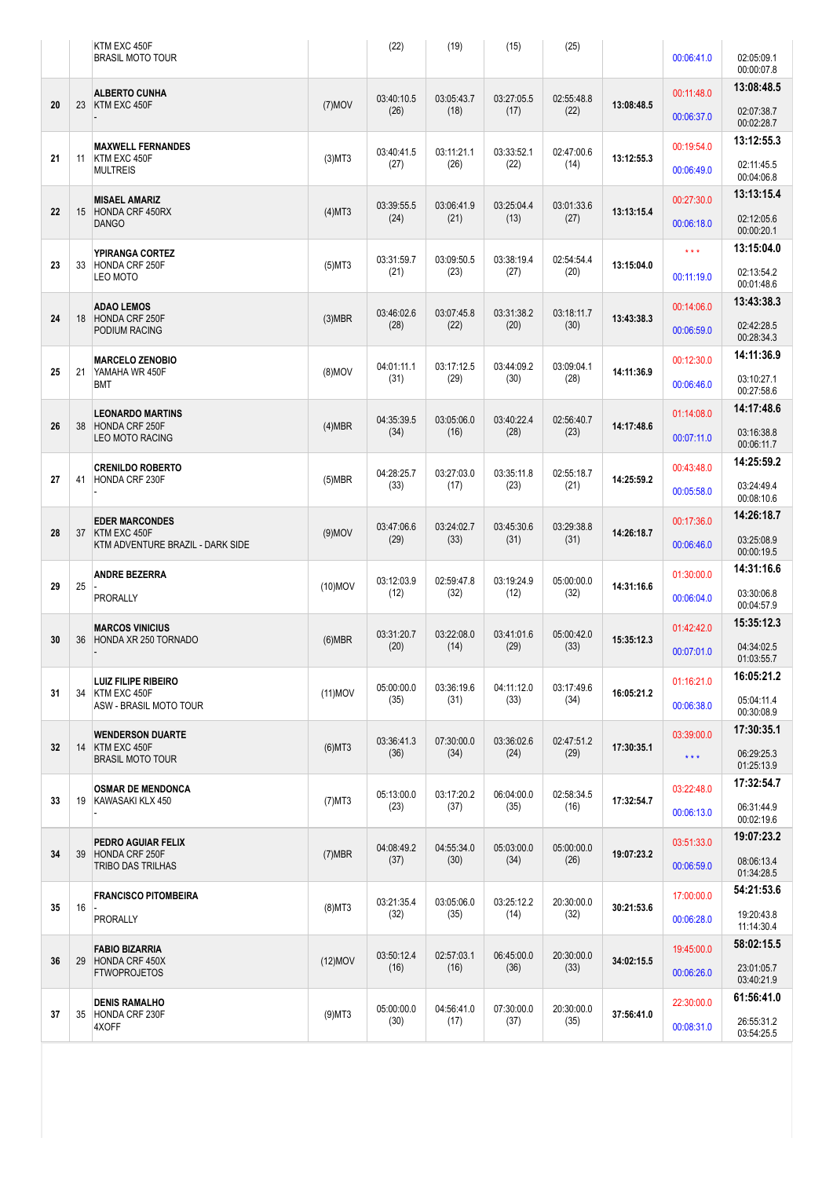| | | | | | | | | | | |
|---|---|---|---|---|---|---|---|---|---|---|
| | | KTM EXC 450F<br>BRASIL MOTO TOUR | | (22) | (19) | (15) | (25) | | 00:06:41.0 | 02:05:09.1<br>00:00:07.8 |
| 20 | 23 | **ALBERTO CUNHA**<br>KTM EXC 450F<br>- | (7)MOV | 03:40:10.5<br>(26) | 03:05:43.7<br>(18) | 03:27:05.5<br>(17) | 02:55:48.8<br>(22) | **13:08:48.5** | 00:11:48.0<br>00:06:37.0 | **13:08:48.5**<br>02:07:38.7<br>00:02:28.7 |
| 21 | 11 | **MAXWELL FERNANDES**<br>KTM EXC 450F<br>MULTREIS | (3)MT3 | 03:40:41.5<br>(27) | 03:11:21.1<br>(26) | 03:33:52.1<br>(22) | 02:47:00.6<br>(14) | **13:12:55.3** | 00:19:54.0<br>00:06:49.0 | **13:12:55.3**<br>02:11:45.5<br>00:04:06.8 |
| 22 | 15 | **MISAEL AMARIZ**<br>HONDA CRF 450RX<br>DANGO | (4)MT3 | 03:39:55.5<br>(24) | 03:06:41.9<br>(21) | 03:25:04.4<br>(13) | 03:01:33.6<br>(27) | **13:13:15.4** | 00:27:30.0<br>00:06:18.0 | **13:13:15.4**<br>02:12:05.6<br>00:00:20.1 |
| 23 | 33 | **YPIRANGA CORTEZ**<br>HONDA CRF 250F<br>LEO MOTO | (5)MT3 | 03:31:59.7<br>(21) | 03:09:50.5<br>(23) | 03:38:19.4<br>(27) | 02:54:54.4<br>(20) | **13:15:04.0** | ***<br>00:11:19.0 | **13:15:04.0**<br>02:13:54.2<br>00:01:48.6 |
| 24 | 18 | **ADAO LEMOS**<br>HONDA CRF 250F<br>PODIUM RACING | (3)MBR | 03:46:02.6<br>(28) | 03:07:45.8<br>(22) | 03:31:38.2<br>(20) | 03:18:11.7<br>(30) | **13:43:38.3** | 00:14:06.0<br>00:06:59.0 | **13:43:38.3**<br>02:42:28.5<br>00:28:34.3 |
| 25 | 21 | **MARCELO ZENOBIO**<br>YAMAHA WR 450F<br>BMT | (8)MOV | 04:01:11.1<br>(31) | 03:17:12.5<br>(29) | 03:44:09.2<br>(30) | 03:09:04.1<br>(28) | **14:11:36.9** | 00:12:30.0<br>00:06:46.0 | **14:11:36.9**<br>03:10:27.1<br>00:27:58.6 |
| 26 | 38 | **LEONARDO MARTINS**<br>HONDA CRF 250F<br>LEO MOTO RACING | (4)MBR | 04:35:39.5<br>(34) | 03:05:06.0<br>(16) | 03:40:22.4<br>(28) | 02:56:40.7<br>(23) | **14:17:48.6** | 01:14:08.0<br>00:07:11.0 | **14:17:48.6**<br>03:16:38.8<br>00:06:11.7 |
| 27 | 41 | **CRENILDO ROBERTO**<br>HONDA CRF 230F<br>- | (5)MBR | 04:28:25.7<br>(33) | 03:27:03.0<br>(17) | 03:35:11.8<br>(23) | 02:55:18.7<br>(21) | **14:25:59.2** | 00:43:48.0<br>00:05:58.0 | **14:25:59.2**<br>03:24:49.4<br>00:08:10.6 |
| 28 | 37 | **EDER MARCONDES**<br>KTM EXC 450F<br>KTM ADVENTURE BRAZIL - DARK SIDE | (9)MOV | 03:47:06.6<br>(29) | 03:24:02.7<br>(33) | 03:45:30.6<br>(31) | 03:29:38.8<br>(31) | **14:26:18.7** | 00:17:36.0<br>00:06:46.0 | **14:26:18.7**<br>03:25:08.9<br>00:00:19.5 |
| 29 | 25 | **ANDRE BEZERRA**<br>-<br>PRORALLY | (10)MOV | 03:12:03.9<br>(12) | 02:59:47.8<br>(32) | 03:19:24.9<br>(12) | 05:00:00.0<br>(32) | **14:31:16.6** | 01:30:00.0<br>00:06:04.0 | **14:31:16.6**<br>03:30:06.8<br>00:04:57.9 |
| 30 | 36 | **MARCOS VINICIUS**<br>HONDA XR 250 TORNADO<br>- | (6)MBR | 03:31:20.7<br>(20) | 03:22:08.0<br>(14) | 03:41:01.6<br>(29) | 05:00:42.0<br>(33) | **15:35:12.3** | 01:42:42.0<br>00:07:01.0 | **15:35:12.3**<br>04:34:02.5<br>01:03:55.7 |
| 31 | 34 | **LUIZ FILIPE RIBEIRO**<br>KTM EXC 450F<br>ASW - BRASIL MOTO TOUR | (11)MOV | 05:00:00.0<br>(35) | 03:36:19.6<br>(31) | 04:11:12.0<br>(33) | 03:17:49.6<br>(34) | **16:05:21.2** | 01:16:21.0<br>00:06:38.0 | **16:05:21.2**<br>05:04:11.4<br>00:30:08.9 |
| 32 | 14 | **WENDERSON DUARTE**<br>KTM EXC 450F<br>BRASIL MOTO TOUR | (6)MT3 | 03:36:41.3<br>(36) | 07:30:00.0<br>(34) | 03:36:02.6<br>(24) | 02:47:51.2<br>(29) | **17:30:35.1** | 03:39:00.0<br>*** | **17:30:35.1**<br>06:29:25.3<br>01:25:13.9 |
| 33 | 19 | **OSMAR DE MENDONCA**<br>KAWASAKI KLX 450<br>- | (7)MT3 | 05:13:00.0<br>(23) | 03:17:20.2<br>(37) | 06:04:00.0<br>(35) | 02:58:34.5<br>(16) | **17:32:54.7** | 03:22:48.0<br>00:06:13.0 | **17:32:54.7**<br>06:31:44.9<br>00:02:19.6 |
| 34 | 39 | **PEDRO AGUIAR FELIX**<br>HONDA CRF 250F<br>TRIBO DAS TRILHAS | (7)MBR | 04:08:49.2<br>(37) | 04:55:34.0<br>(30) | 05:03:00.0<br>(34) | 05:00:00.0<br>(26) | **19:07:23.2** | 03:51:33.0<br>00:06:59.0 | **19:07:23.2**<br>08:06:13.4<br>01:34:28.5 |
| 35 | 16 | **FRANCISCO PITOMBEIRA**<br>-<br>PRORALLY | (8)MT3 | 03:21:35.4<br>(32) | 03:05:06.0<br>(35) | 03:25:12.2<br>(14) | 20:30:00.0<br>(32) | **30:21:53.6** | 17:00:00.0<br>00:06:28.0 | **54:21:53.6**<br>19:20:43.8<br>11:14:30.4 |
| 36 | 29 | **FABIO BIZARRIA**<br>HONDA CRF 450X<br>FTWOPROJETOS | (12)MOV | 03:50:12.4<br>(16) | 02:57:03.1<br>(16) | 06:45:00.0<br>(36) | 20:30:00.0<br>(33) | **34:02:15.5** | 19:45:00.0<br>00:06:26.0 | **58:02:15.5**<br>23:01:05.7<br>03:40:21.9 |
| 37 | 35 | **DENIS RAMALHO**<br>HONDA CRF 230F<br>4XOFF | (9)MT3 | 05:00:00.0<br>(30) | 04:56:41.0<br>(17) | 07:30:00.0<br>(37) | 20:30:00.0<br>(35) | **37:56:41.0** | 22:30:00.0<br>00:08:31.0 | **61:56:41.0**<br>26:55:31.2<br>03:54:25.5 |